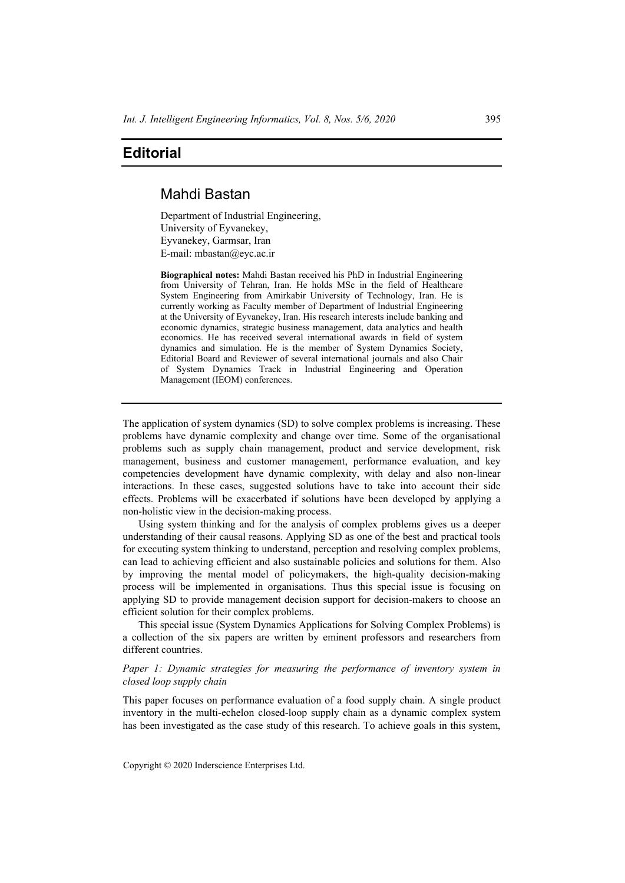# Editorial

## Mahdi Bastan

Department of Industrial Engineering,
University of Eyvanekey,
Eyvanekey, Garmsar, Iran
E-mail: mbastan@eyc.ac.ir

**Biographical notes:** Mahdi Bastan received his PhD in Industrial Engineering from University of Tehran, Iran. He holds MSc in the field of Healthcare System Engineering from Amirkabir University of Technology, Iran. He is currently working as Faculty member of Department of Industrial Engineering at the University of Eyvanekey, Iran. His research interests include banking and economic dynamics, strategic business management, data analytics and health economics. He has received several international awards in field of system dynamics and simulation. He is the member of System Dynamics Society, Editorial Board and Reviewer of several international journals and also Chair of System Dynamics Track in Industrial Engineering and Operation Management (IEOM) conferences.

---

The application of system dynamics (SD) to solve complex problems is increasing. These problems have dynamic complexity and change over time. Some of the organisational problems such as supply chain management, product and service development, risk management, business and customer management, performance evaluation, and key competencies development have dynamic complexity, with delay and also non-linear interactions. In these cases, suggested solutions have to take into account their side effects. Problems will be exacerbated if solutions have been developed by applying a non-holistic view in the decision-making process.

Using system thinking and for the analysis of complex problems gives us a deeper understanding of their causal reasons. Applying SD as one of the best and practical tools for executing system thinking to understand, perception and resolving complex problems, can lead to achieving efficient and also sustainable policies and solutions for them. Also by improving the mental model of policymakers, the high-quality decision-making process will be implemented in organisations. Thus this special issue is focusing on applying SD to provide management decision support for decision-makers to choose an efficient solution for their complex problems.

This special issue (System Dynamics Applications for Solving Complex Problems) is a collection of the six papers are written by eminent professors and researchers from different countries.

*Paper 1: Dynamic strategies for measuring the performance of inventory system in closed loop supply chain*

This paper focuses on performance evaluation of a food supply chain. A single product inventory in the multi-echelon closed-loop supply chain as a dynamic complex system has been investigated as the case study of this research. To achieve goals in this system,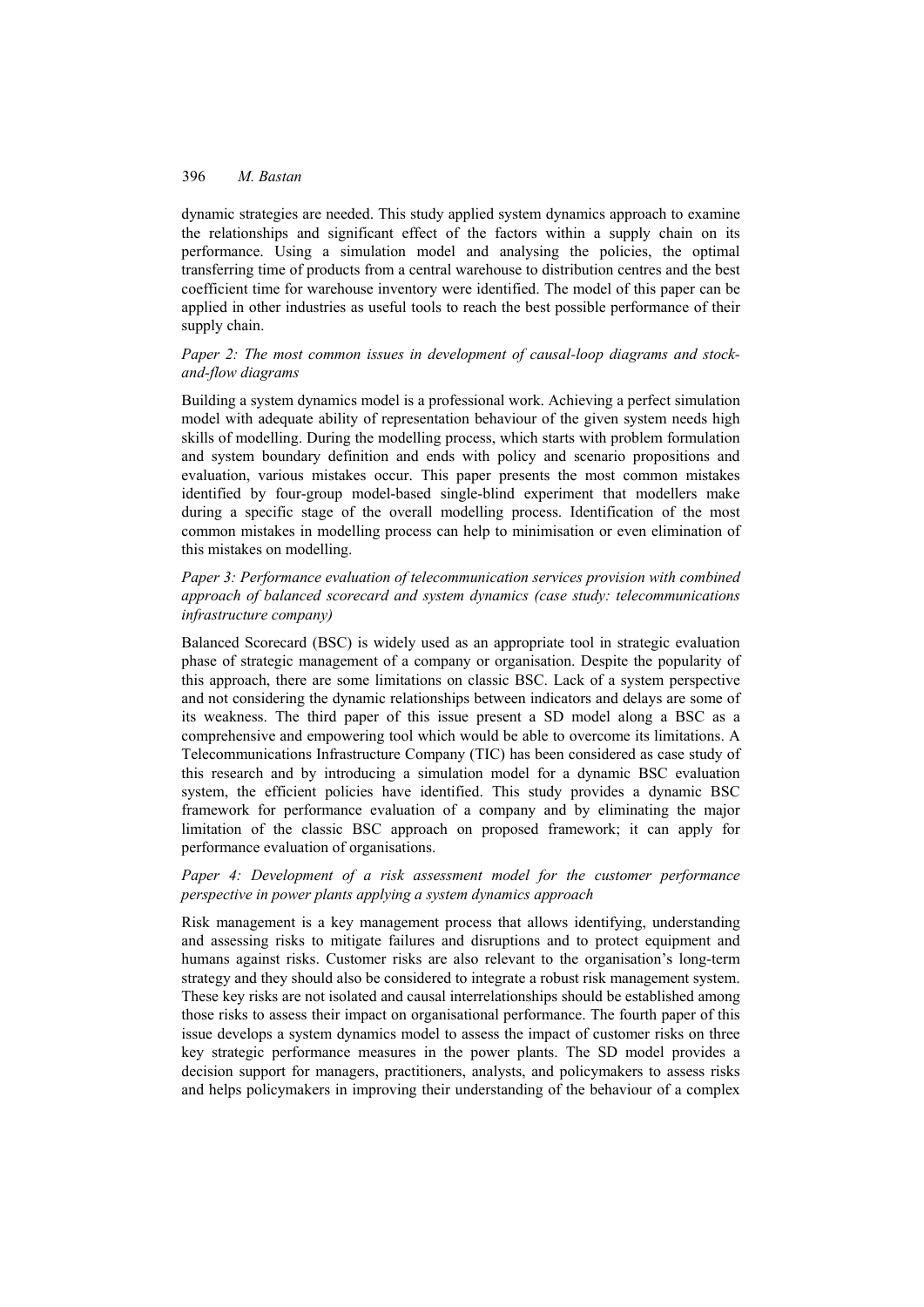dynamic strategies are needed. This study applied system dynamics approach to examine the relationships and significant effect of the factors within a supply chain on its performance. Using a simulation model and analysing the policies, the optimal transferring time of products from a central warehouse to distribution centres and the best coefficient time for warehouse inventory were identified. The model of this paper can be applied in other industries as useful tools to reach the best possible performance of their supply chain.

*Paper 2: The most common issues in development of causal-loop diagrams and stock-and-flow diagrams*

Building a system dynamics model is a professional work. Achieving a perfect simulation model with adequate ability of representation behaviour of the given system needs high skills of modelling. During the modelling process, which starts with problem formulation and system boundary definition and ends with policy and scenario propositions and evaluation, various mistakes occur. This paper presents the most common mistakes identified by four-group model-based single-blind experiment that modellers make during a specific stage of the overall modelling process. Identification of the most common mistakes in modelling process can help to minimisation or even elimination of this mistakes on modelling.

*Paper 3: Performance evaluation of telecommunication services provision with combined approach of balanced scorecard and system dynamics (case study: telecommunications infrastructure company)*

Balanced Scorecard (BSC) is widely used as an appropriate tool in strategic evaluation phase of strategic management of a company or organisation. Despite the popularity of this approach, there are some limitations on classic BSC. Lack of a system perspective and not considering the dynamic relationships between indicators and delays are some of its weakness. The third paper of this issue present a SD model along a BSC as a comprehensive and empowering tool which would be able to overcome its limitations. A Telecommunications Infrastructure Company (TIC) has been considered as case study of this research and by introducing a simulation model for a dynamic BSC evaluation system, the efficient policies have identified. This study provides a dynamic BSC framework for performance evaluation of a company and by eliminating the major limitation of the classic BSC approach on proposed framework; it can apply for performance evaluation of organisations.

*Paper 4: Development of a risk assessment model for the customer performance perspective in power plants applying a system dynamics approach*

Risk management is a key management process that allows identifying, understanding and assessing risks to mitigate failures and disruptions and to protect equipment and humans against risks. Customer risks are also relevant to the organisation's long-term strategy and they should also be considered to integrate a robust risk management system. These key risks are not isolated and causal interrelationships should be established among those risks to assess their impact on organisational performance. The fourth paper of this issue develops a system dynamics model to assess the impact of customer risks on three key strategic performance measures in the power plants. The SD model provides a decision support for managers, practitioners, analysts, and policymakers to assess risks and helps policymakers in improving their understanding of the behaviour of a complex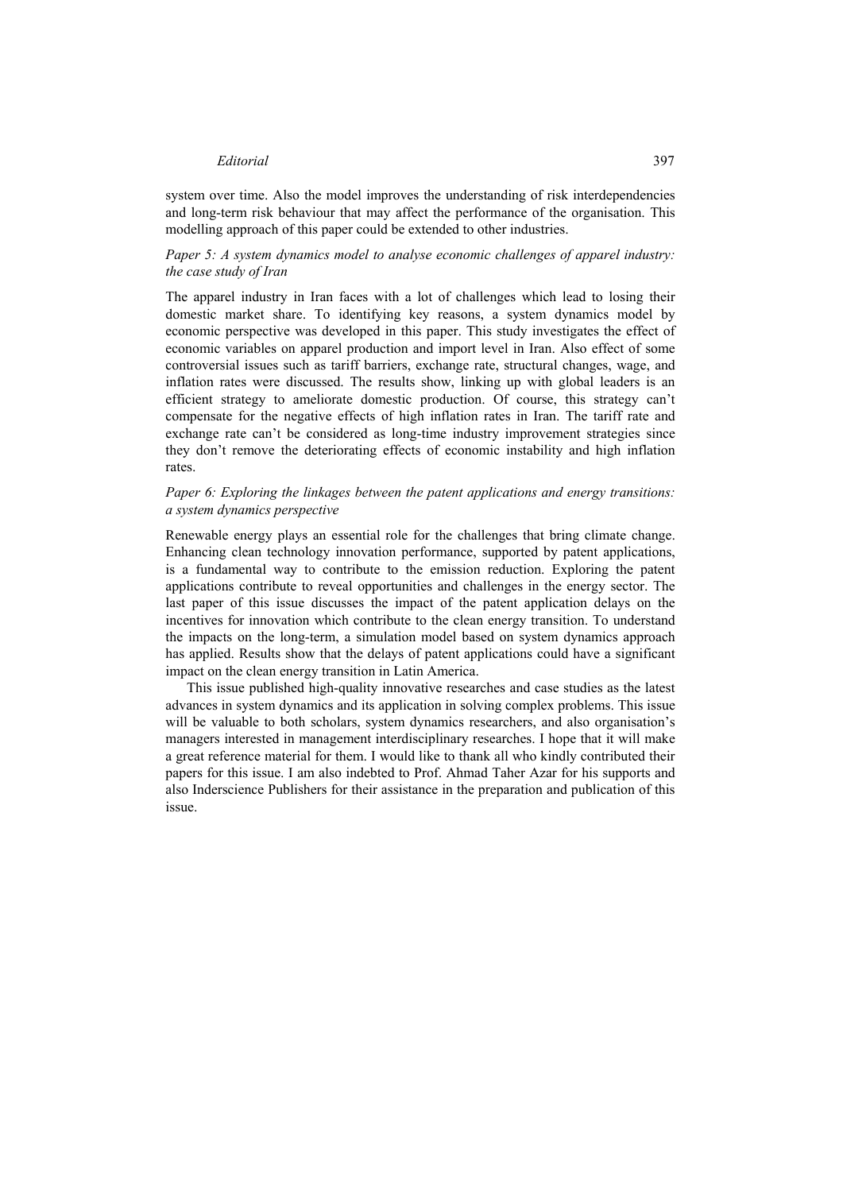system over time. Also the model improves the understanding of risk interdependencies and long-term risk behaviour that may affect the performance of the organisation. This modelling approach of this paper could be extended to other industries.

*Paper 5: A system dynamics model to analyse economic challenges of apparel industry: the case study of Iran*

The apparel industry in Iran faces with a lot of challenges which lead to losing their domestic market share. To identifying key reasons, a system dynamics model by economic perspective was developed in this paper. This study investigates the effect of economic variables on apparel production and import level in Iran. Also effect of some controversial issues such as tariff barriers, exchange rate, structural changes, wage, and inflation rates were discussed. The results show, linking up with global leaders is an efficient strategy to ameliorate domestic production. Of course, this strategy can't compensate for the negative effects of high inflation rates in Iran. The tariff rate and exchange rate can't be considered as long-time industry improvement strategies since they don't remove the deteriorating effects of economic instability and high inflation rates.

*Paper 6: Exploring the linkages between the patent applications and energy transitions: a system dynamics perspective*

Renewable energy plays an essential role for the challenges that bring climate change. Enhancing clean technology innovation performance, supported by patent applications, is a fundamental way to contribute to the emission reduction. Exploring the patent applications contribute to reveal opportunities and challenges in the energy sector. The last paper of this issue discusses the impact of the patent application delays on the incentives for innovation which contribute to the clean energy transition. To understand the impacts on the long-term, a simulation model based on system dynamics approach has applied. Results show that the delays of patent applications could have a significant impact on the clean energy transition in Latin America.

This issue published high-quality innovative researches and case studies as the latest advances in system dynamics and its application in solving complex problems. This issue will be valuable to both scholars, system dynamics researchers, and also organisation's managers interested in management interdisciplinary researches. I hope that it will make a great reference material for them. I would like to thank all who kindly contributed their papers for this issue. I am also indebted to Prof. Ahmad Taher Azar for his supports and also Inderscience Publishers for their assistance in the preparation and publication of this issue.